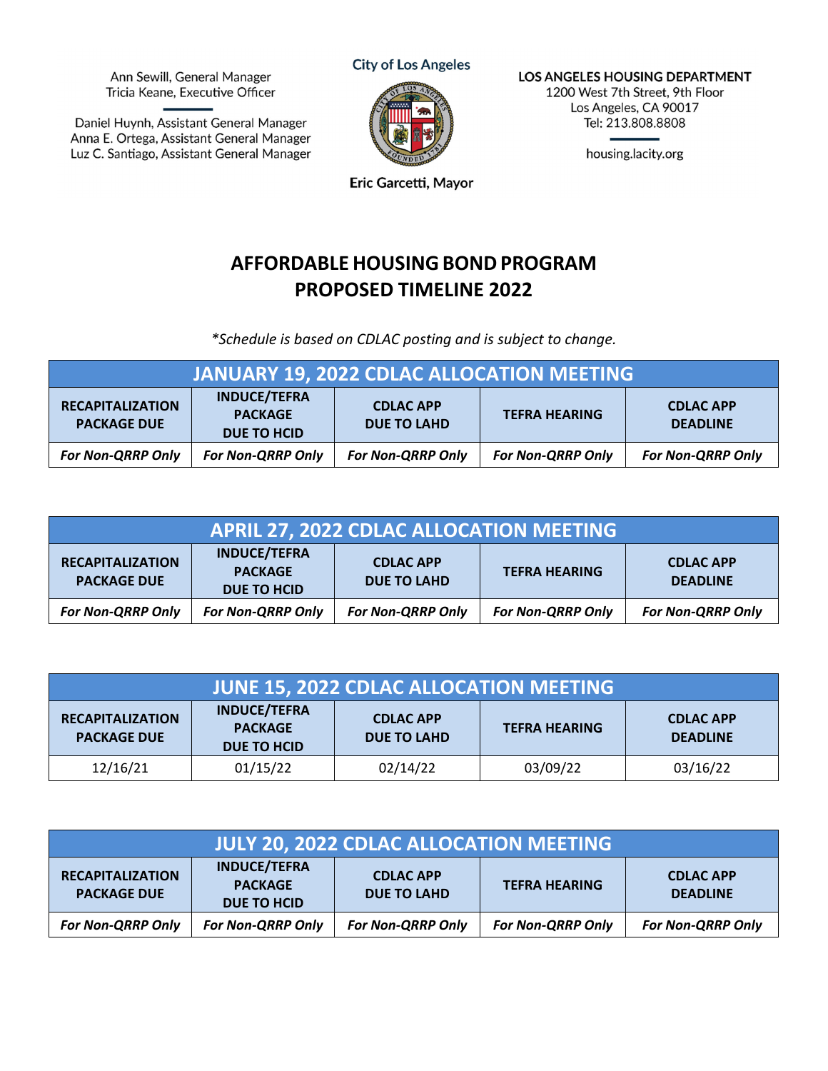Ann Sewill, General Manager
Tricia Keane, Executive Officer

Daniel Huynh, Assistant General Manager
Anna E. Ortega, Assistant General Manager
Luz C. Santiago, Assistant General Manager

City of Los Angeles

Eric Garcetti, Mayor

LOS ANGELES HOUSING DEPARTMENT
1200 West 7th Street, 9th Floor
Los Angeles, CA 90017
Tel: 213.808.8808

housing.lacity.org

# AFFORDABLE HOUSING BOND PROGRAM
# PROPOSED TIMELINE 2022

*\*Schedule is based on CDLAC posting and is subject to change.*

| JANUARY 19, 2022 CDLAC ALLOCATION MEETING | | | | |
|---|---|---|---|---|
| **RECAPITALIZATION PACKAGE DUE** | **INDUCE/TEFRA PACKAGE DUE TO HCID** | **CDLAC APP DUE TO LAHD** | **TEFRA HEARING** | **CDLAC APP DEADLINE** |
| ***For Non-QRRP Only*** | ***For Non-QRRP Only*** | ***For Non-QRRP Only*** | ***For Non-QRRP Only*** | ***For Non-QRRP Only*** |

| APRIL 27, 2022 CDLAC ALLOCATION MEETING | | | | |
|---|---|---|---|---|
| **RECAPITALIZATION PACKAGE DUE** | **INDUCE/TEFRA PACKAGE DUE TO HCID** | **CDLAC APP DUE TO LAHD** | **TEFRA HEARING** | **CDLAC APP DEADLINE** |
| ***For Non-QRRP Only*** | ***For Non-QRRP Only*** | ***For Non-QRRP Only*** | ***For Non-QRRP Only*** | ***For Non-QRRP Only*** |

| JUNE 15, 2022 CDLAC ALLOCATION MEETING | | | | |
|---|---|---|---|---|
| **RECAPITALIZATION PACKAGE DUE** | **INDUCE/TEFRA PACKAGE DUE TO HCID** | **CDLAC APP DUE TO LAHD** | **TEFRA HEARING** | **CDLAC APP DEADLINE** |
| 12/16/21 | 01/15/22 | 02/14/22 | 03/09/22 | 03/16/22 |

| JULY 20, 2022 CDLAC ALLOCATION MEETING | | | | |
|---|---|---|---|---|
| **RECAPITALIZATION PACKAGE DUE** | **INDUCE/TEFRA PACKAGE DUE TO HCID** | **CDLAC APP DUE TO LAHD** | **TEFRA HEARING** | **CDLAC APP DEADLINE** |
| ***For Non-QRRP Only*** | ***For Non-QRRP Only*** | ***For Non-QRRP Only*** | ***For Non-QRRP Only*** | ***For Non-QRRP Only*** |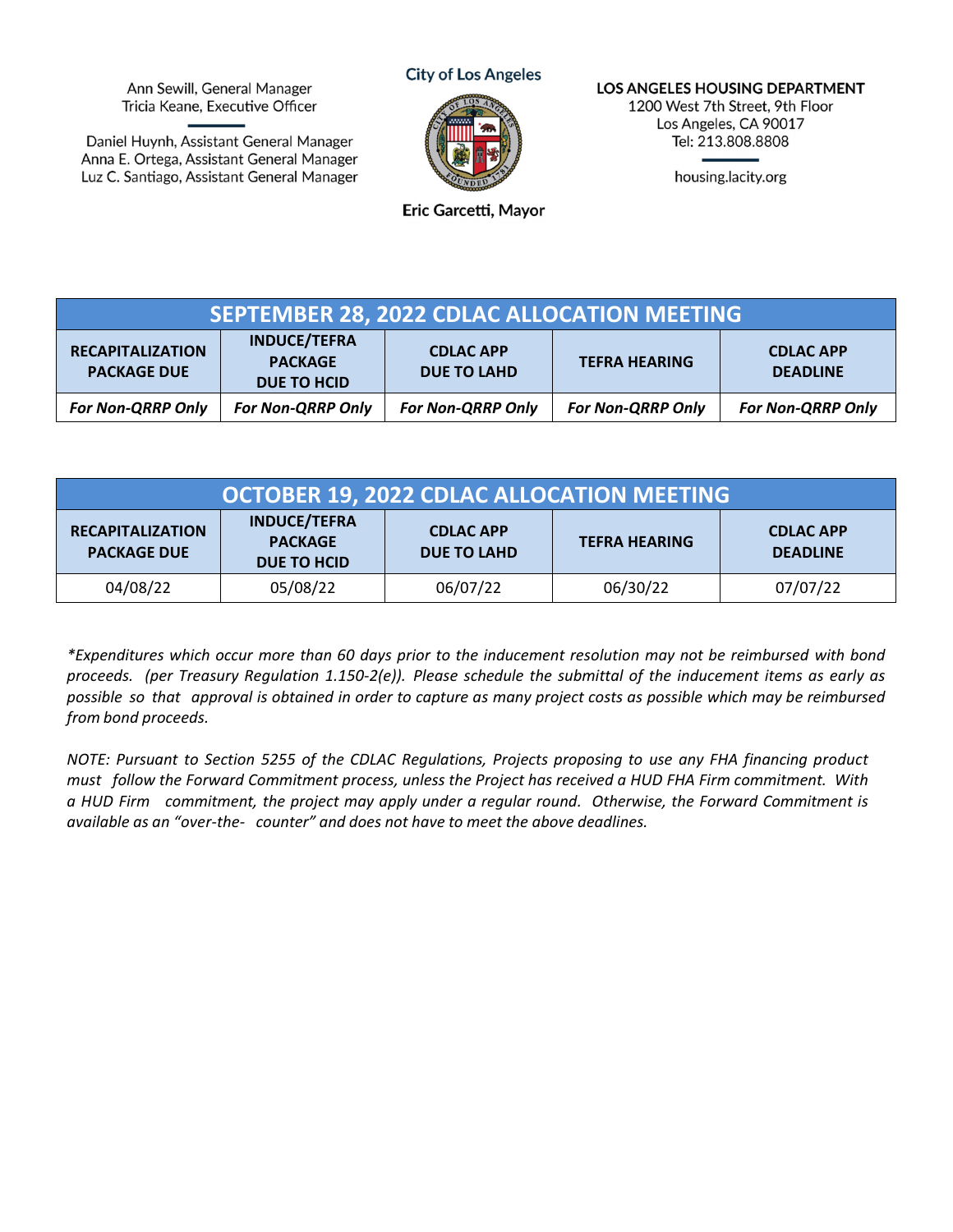Ann Sewill, General Manager
Tricia Keane, Executive Officer

Daniel Huynh, Assistant General Manager
Anna E. Ortega, Assistant General Manager
Luz C. Santiago, Assistant General Manager

City of Los Angeles

Eric Garcetti, Mayor

LOS ANGELES HOUSING DEPARTMENT
1200 West 7th Street, 9th Floor
Los Angeles, CA 90017
Tel: 213.808.8808

housing.lacity.org

| SEPTEMBER 28, 2022 CDLAC ALLOCATION MEETING | | | | |
|---|---|---|---|---|
| **RECAPITALIZATION PACKAGE DUE** | **INDUCE/TEFRA PACKAGE DUE TO HCID** | **CDLAC APP DUE TO LAHD** | **TEFRA HEARING** | **CDLAC APP DEADLINE** |
| ***For Non-QRRP Only*** | ***For Non-QRRP Only*** | ***For Non-QRRP Only*** | ***For Non-QRRP Only*** | ***For Non-QRRP Only*** |

| OCTOBER 19, 2022 CDLAC ALLOCATION MEETING | | | | |
|---|---|---|---|---|
| **RECAPITALIZATION PACKAGE DUE** | **INDUCE/TEFRA PACKAGE DUE TO HCID** | **CDLAC APP DUE TO LAHD** | **TEFRA HEARING** | **CDLAC APP DEADLINE** |
| 04/08/22 | 05/08/22 | 06/07/22 | 06/30/22 | 07/07/22 |

*\*Expenditures which occur more than 60 days prior to the inducement resolution may not be reimbursed with bond proceeds. (per Treasury Regulation 1.150-2(e)). Please schedule the submittal of the inducement items as early as possible so that approval is obtained in order to capture as many project costs as possible which may be reimbursed from bond proceeds.*

*NOTE: Pursuant to Section 5255 of the CDLAC Regulations, Projects proposing to use any FHA financing product must follow the Forward Commitment process, unless the Project has received a HUD FHA Firm commitment. With a HUD Firm commitment, the project may apply under a regular round. Otherwise, the Forward Commitment is available as an "over-the- counter" and does not have to meet the above deadlines.*